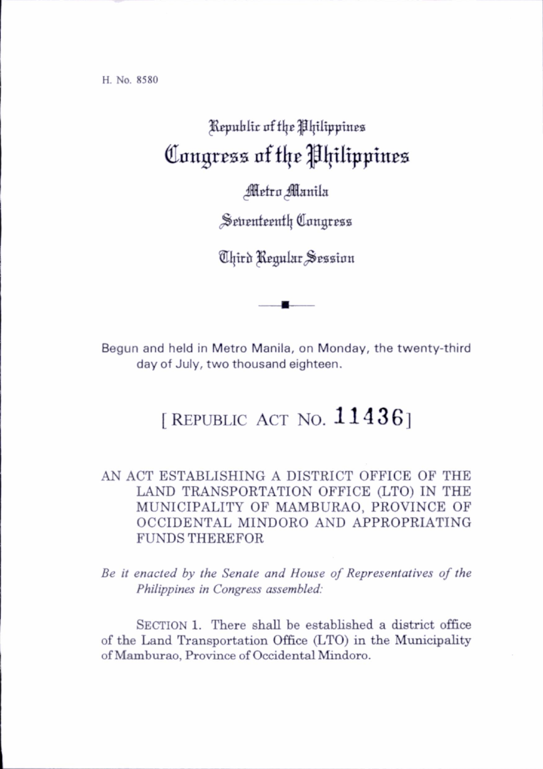H. No. 8580

Republic of the Philippines
# Congress of the Philippines
Metro Manila

Seventeenth Congress

Third Regular Session

Begun and held in Metro Manila, on Monday, the twenty-third day of July, two thousand eighteen.

## [ REPUBLIC ACT NO. 11436 ]

AN ACT ESTABLISHING A DISTRICT OFFICE OF THE LAND TRANSPORTATION OFFICE (LTO) IN THE MUNICIPALITY OF MAMBURAO, PROVINCE OF OCCIDENTAL MINDORO AND APPROPRIATING FUNDS THEREFOR

*Be it enacted by the Senate and House of Representatives of the Philippines in Congress assembled:*

SECTION 1. There shall be established a district office of the Land Transportation Office (LTO) in the Municipality of Mamburao, Province of Occidental Mindoro.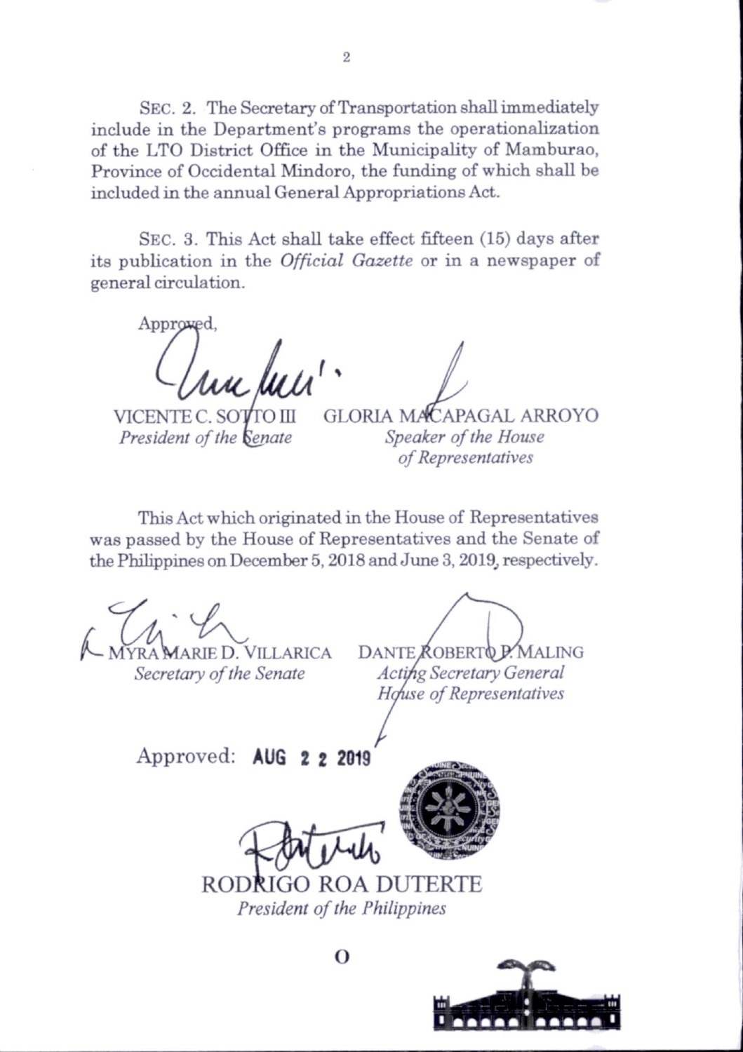SEC. 2. The Secretary of Transportation shall immediately include in the Department's programs the operationalization of the LTO District Office in the Municipality of Mamburao, Province of Occidental Mindoro, the funding of which shall be included in the annual General Appropriations Act.

SEC. 3. This Act shall take effect fifteen (15) days after its publication in the *Official Gazette* or in a newspaper of general circulation.

Approved,

| | |
|---|---|
| VICENTE C. SOTTO III<br>*President of the Senate* | GLORIA MACAPAGAL ARROYO<br>*Speaker of the House of Representatives* |

This Act which originated in the House of Representatives was passed by the House of Representatives and the Senate of the Philippines on December 5, 2018 and June 3, 2019, respectively.

| | |
|---|---|
| MYRA MARIE D. VILLARICA<br>*Secretary of the Senate* | DANTE ROBERTO P. MALING<br>*Acting Secretary General House of Representatives* |

Approved: **AUG 2 2 2019**

RODRIGO ROA DUTERTE
*President of the Philippines*

O